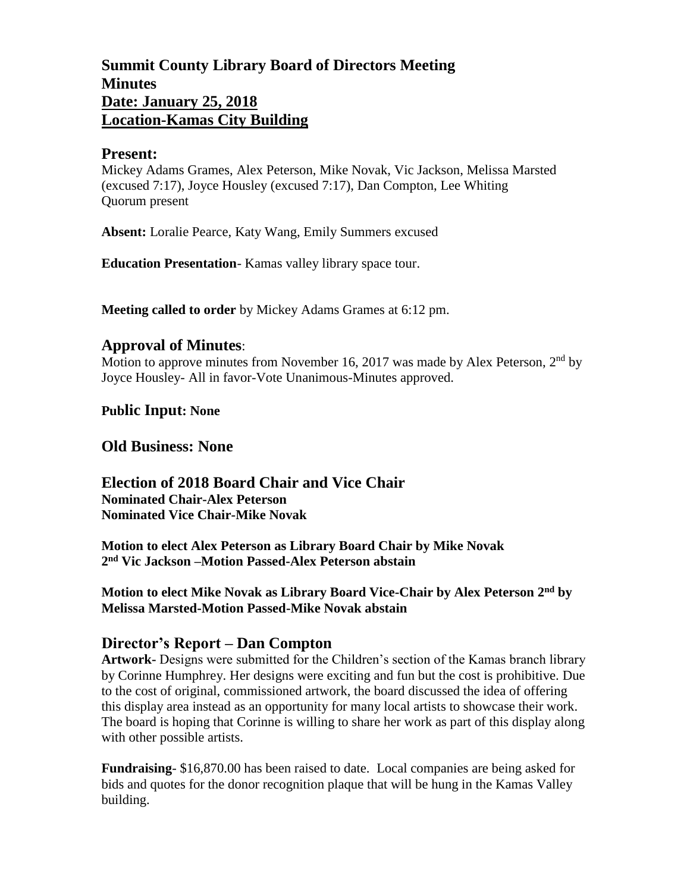# Summit County Library Board of Directors Meeting
# Minutes
# Date: January 25, 2018
# Location-Kamas City Building

## Present:

Mickey Adams Grames, Alex Peterson, Mike Novak, Vic Jackson, Melissa Marsted (excused 7:17), Joyce Housley (excused 7:17), Dan Compton, Lee Whiting
Quorum present

**Absent:** Loralie Pearce, Katy Wang, Emily Summers excused

**Education Presentation**- Kamas valley library space tour.

**Meeting called to order** by Mickey Adams Grames at 6:12 pm.

## Approval of Minutes:

Motion to approve minutes from November 16, 2017 was made by Alex Peterson, 2nd by Joyce Housley- All in favor-Vote Unanimous-Minutes approved.

**Public Input: None**

## Old Business: None

## Election of 2018 Board Chair and Vice Chair

**Nominated Chair-Alex Peterson**
**Nominated Vice Chair-Mike Novak**

**Motion to elect Alex Peterson as Library Board Chair by Mike Novak 2nd Vic Jackson –Motion Passed-Alex Peterson abstain**

**Motion to elect Mike Novak as Library Board Vice-Chair by Alex Peterson 2nd by Melissa Marsted-Motion Passed-Mike Novak abstain**

## Director's Report – Dan Compton

**Artwork-** Designs were submitted for the Children's section of the Kamas branch library by Corinne Humphrey. Her designs were exciting and fun but the cost is prohibitive. Due to the cost of original, commissioned artwork, the board discussed the idea of offering this display area instead as an opportunity for many local artists to showcase their work. The board is hoping that Corinne is willing to share her work as part of this display along with other possible artists.

**Fundraising**- $16,870.00 has been raised to date. Local companies are being asked for bids and quotes for the donor recognition plaque that will be hung in the Kamas Valley building.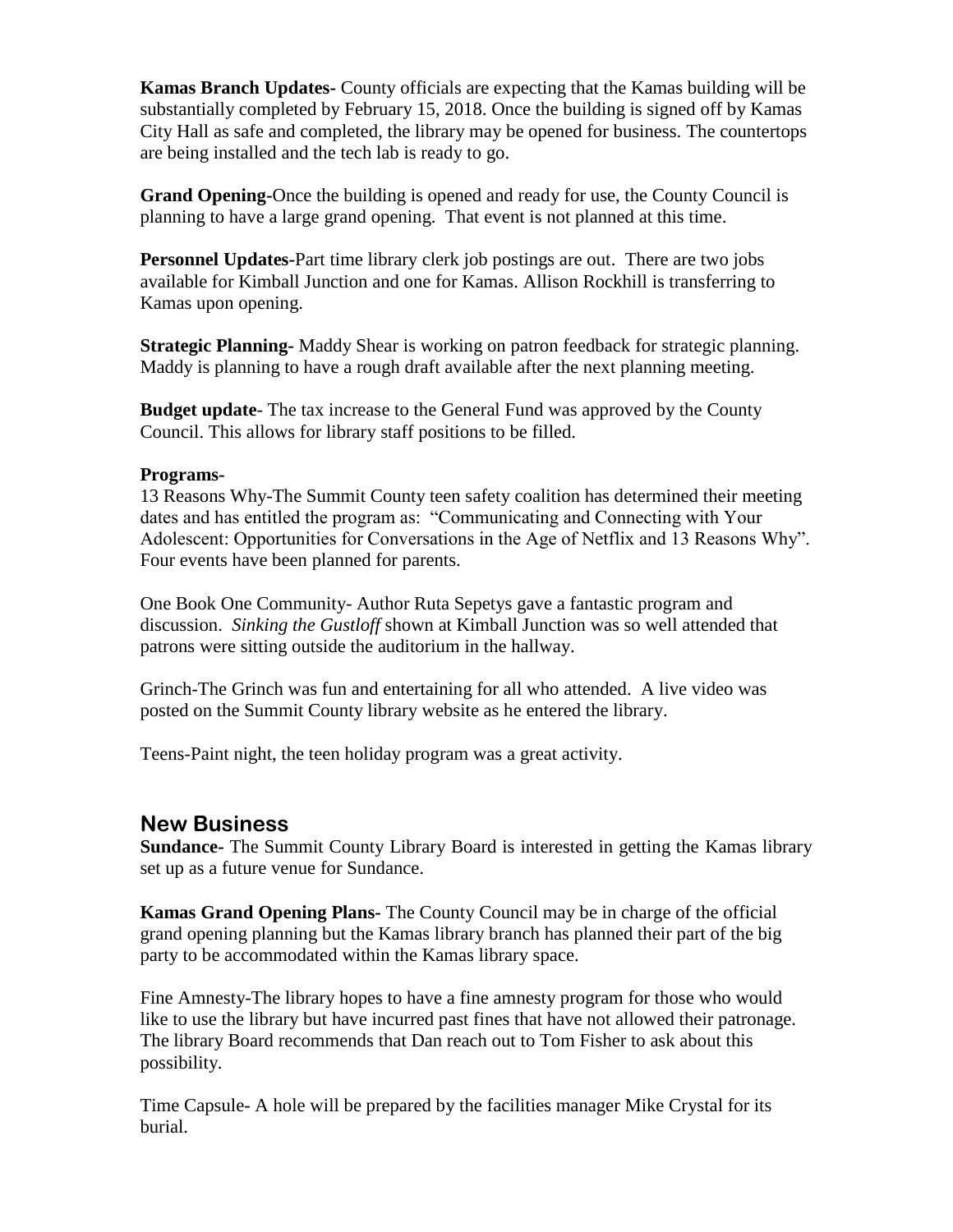**Kamas Branch Updates-** County officials are expecting that the Kamas building will be substantially completed by February 15, 2018. Once the building is signed off by Kamas City Hall as safe and completed, the library may be opened for business. The countertops are being installed and the tech lab is ready to go.

**Grand Opening-**Once the building is opened and ready for use, the County Council is planning to have a large grand opening. That event is not planned at this time.

**Personnel Updates-**Part time library clerk job postings are out. There are two jobs available for Kimball Junction and one for Kamas. Allison Rockhill is transferring to Kamas upon opening.

**Strategic Planning-** Maddy Shear is working on patron feedback for strategic planning. Maddy is planning to have a rough draft available after the next planning meeting.

**Budget update**- The tax increase to the General Fund was approved by the County Council. This allows for library staff positions to be filled.

**Programs-**

13 Reasons Why-The Summit County teen safety coalition has determined their meeting dates and has entitled the program as: "Communicating and Connecting with Your Adolescent: Opportunities for Conversations in the Age of Netflix and 13 Reasons Why". Four events have been planned for parents.

One Book One Community- Author Ruta Sepetys gave a fantastic program and discussion. *Sinking the Gustloff* shown at Kimball Junction was so well attended that patrons were sitting outside the auditorium in the hallway.

Grinch-The Grinch was fun and entertaining for all who attended. A live video was posted on the Summit County library website as he entered the library.

Teens-Paint night, the teen holiday program was a great activity.

## New Business

**Sundance-** The Summit County Library Board is interested in getting the Kamas library set up as a future venue for Sundance.

**Kamas Grand Opening Plans**- The County Council may be in charge of the official grand opening planning but the Kamas library branch has planned their part of the big party to be accommodated within the Kamas library space.

Fine Amnesty-The library hopes to have a fine amnesty program for those who would like to use the library but have incurred past fines that have not allowed their patronage. The library Board recommends that Dan reach out to Tom Fisher to ask about this possibility.

Time Capsule- A hole will be prepared by the facilities manager Mike Crystal for its burial.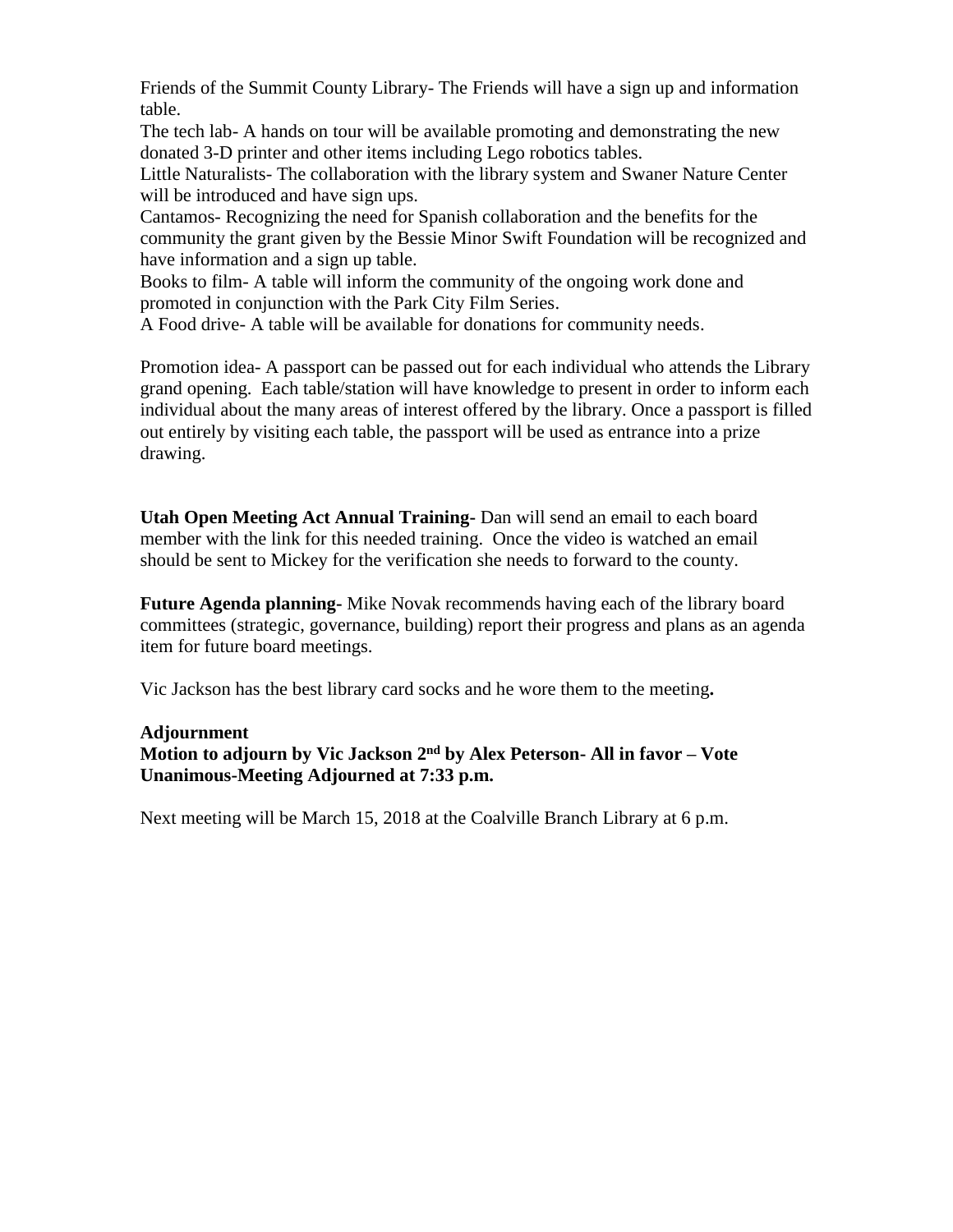Friends of the Summit County Library- The Friends will have a sign up and information table.
The tech lab- A hands on tour will be available promoting and demonstrating the new donated 3-D printer and other items including Lego robotics tables.
Little Naturalists- The collaboration with the library system and Swaner Nature Center will be introduced and have sign ups.
Cantamos- Recognizing the need for Spanish collaboration and the benefits for the community the grant given by the Bessie Minor Swift Foundation will be recognized and have information and a sign up table.
Books to film- A table will inform the community of the ongoing work done and promoted in conjunction with the Park City Film Series.
A Food drive- A table will be available for donations for community needs.

Promotion idea- A passport can be passed out for each individual who attends the Library grand opening. Each table/station will have knowledge to present in order to inform each individual about the many areas of interest offered by the library. Once a passport is filled out entirely by visiting each table, the passport will be used as entrance into a prize drawing.

**Utah Open Meeting Act Annual Training-** Dan will send an email to each board member with the link for this needed training. Once the video is watched an email should be sent to Mickey for the verification she needs to forward to the county.

**Future Agenda planning-** Mike Novak recommends having each of the library board committees (strategic, governance, building) report their progress and plans as an agenda item for future board meetings.

Vic Jackson has the best library card socks and he wore them to the meeting**.**

**Adjournment**
**Motion to adjourn by Vic Jackson 2nd by Alex Peterson- All in favor – Vote Unanimous-Meeting Adjourned at 7:33 p.m.**

Next meeting will be March 15, 2018 at the Coalville Branch Library at 6 p.m.